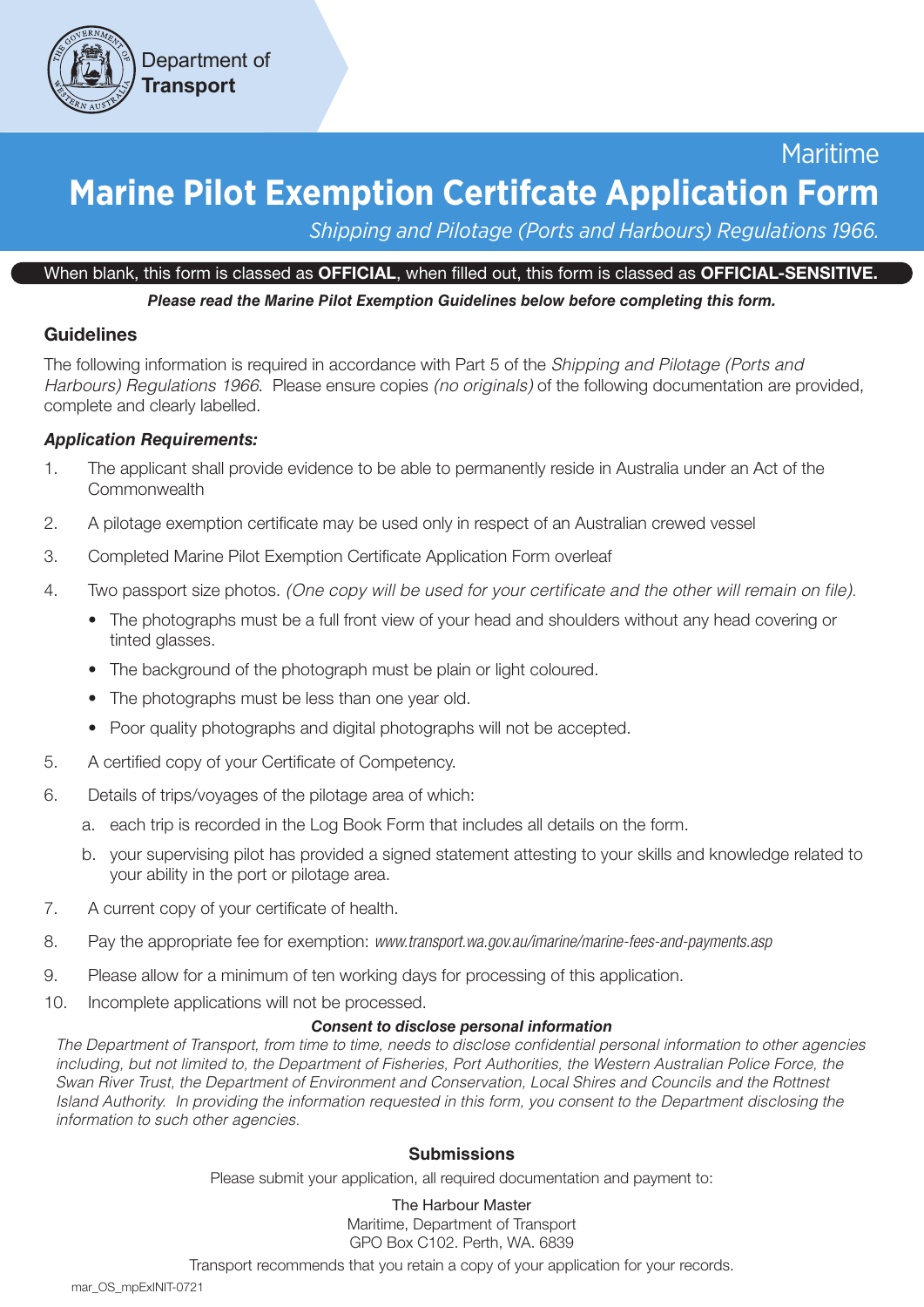Department of **Transport**

Maritime

# Marine Pilot Exemption Certifcate Application Form

*Shipping and Pilotage (Ports and Harbours) Regulations 1966.*

When blank, this form is classed as **OFFICIAL**, when filled out, this form is classed as **OFFICIAL-SENSITIVE.**

***Please read the Marine Pilot Exemption Guidelines below before completing this form.***

## Guidelines

The following information is required in accordance with Part 5 of the *Shipping and Pilotage (Ports and Harbours) Regulations 1966*. Please ensure copies *(no originals)* of the following documentation are provided, complete and clearly labelled.

***Application Requirements:***

1. The applicant shall provide evidence to be able to permanently reside in Australia under an Act of the Commonwealth
2. A pilotage exemption certificate may be used only in respect of an Australian crewed vessel
3. Completed Marine Pilot Exemption Certificate Application Form overleaf
4. Two passport size photos. *(One copy will be used for your certificate and the other will remain on file).*
   - The photographs must be a full front view of your head and shoulders without any head covering or tinted glasses.
   - The background of the photograph must be plain or light coloured.
   - The photographs must be less than one year old.
   - Poor quality photographs and digital photographs will not be accepted.
5. A certified copy of your Certificate of Competency.
6. Details of trips/voyages of the pilotage area of which:
   a. each trip is recorded in the Log Book Form that includes all details on the form.
   b. your supervising pilot has provided a signed statement attesting to your skills and knowledge related to your ability in the port or pilotage area.
7. A current copy of your certificate of health.
8. Pay the appropriate fee for exemption: *www.transport.wa.gov.au/imarine/marine-fees-and-payments.asp*
9. Please allow for a minimum of ten working days for processing of this application.
10. Incomplete applications will not be processed.

***Consent to disclose personal information***

*The Department of Transport, from time to time, needs to disclose confidential personal information to other agencies including, but not limited to, the Department of Fisheries, Port Authorities, the Western Australian Police Force, the Swan River Trust, the Department of Environment and Conservation, Local Shires and Councils and the Rottnest Island Authority. In providing the information requested in this form, you consent to the Department disclosing the information to such other agencies.*

### Submissions

Please submit your application, all required documentation and payment to:

The Harbour Master
Maritime, Department of Transport
GPO Box C102. Perth, WA. 6839

Transport recommends that you retain a copy of your application for your records.

mar_OS_mpExINIT-0721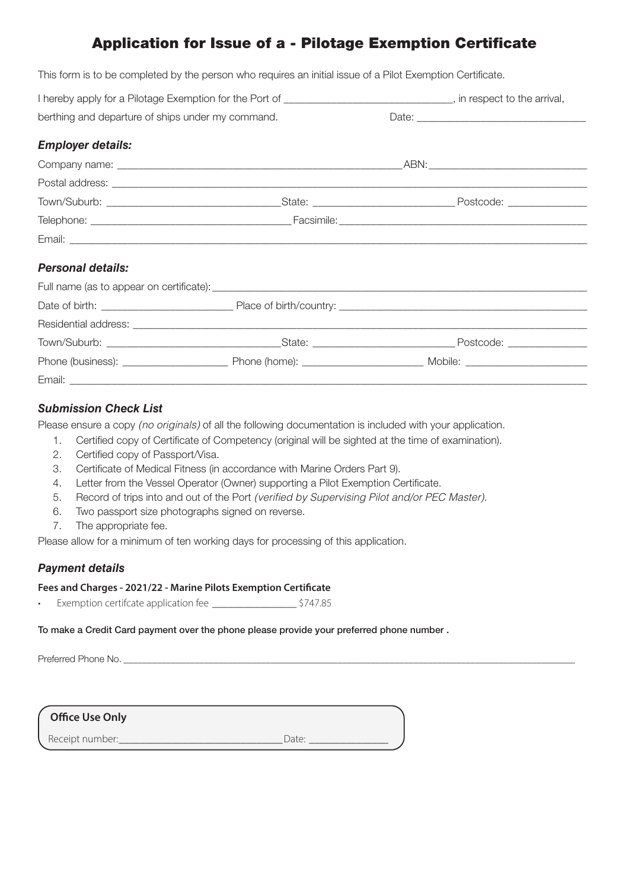# Application for Issue of a - Pilotage Exemption Certificate

This form is to be completed by the person who requires an initial issue of a Pilot Exemption Certificate.

I hereby apply for a Pilotage Exemption for the Port of ______________________________, in respect to the arrival, berthing and departure of ships under my command.

Date: ______________________________

### *Employer details:*

Company name: ____________________________________________________ ABN: ____________________________

Postal address: ______________________________________________________________________________________

Town/Suburb: ______________________________ State: ________________________ Postcode: ______________

Telephone: ___________________________________ Facsimile: ______________________________________________

Email: ______________________________________________________________________________________________

### *Personal details:*

Full name (as to appear on certificate): ______________________________________________________________

Date of birth: _______________________ Place of birth/country: _______________________________________

Residential address: ________________________________________________________________________________

Town/Suburb: ______________________________ State: ________________________ Postcode: ______________

Phone (business): ___________________ Phone (home): _____________________ Mobile: ______________________

Email: ______________________________________________________________________________________________

### *Submission Check List*

Please ensure a copy *(no originals)* of all the following documentation is included with your application.

1. Certified copy of Certificate of Competency (original will be sighted at the time of examination).
2. Certified copy of Passport/Visa.
3. Certificate of Medical Fitness (in accordance with Marine Orders Part 9).
4. Letter from the Vessel Operator (Owner) supporting a Pilot Exemption Certificate.
5. Record of trips into and out of the Port *(verified by Supervising Pilot and/or PEC Master).*
6. Two passport size photographs signed on reverse.
7. The appropriate fee.

Please allow for a minimum of ten working days for processing of this application.

### *Payment details*

**Fees and Charges - 2021/22 - Marine Pilots Exemption Certificate**

- Exemption certifcate application fee ________________ $747.85

**To make a Credit Card payment over the phone please provide your preferred phone number .**

Preferred Phone No. ___________________________________________________________________________________

**Office Use Only**

Receipt number: ______________________________ Date: _______________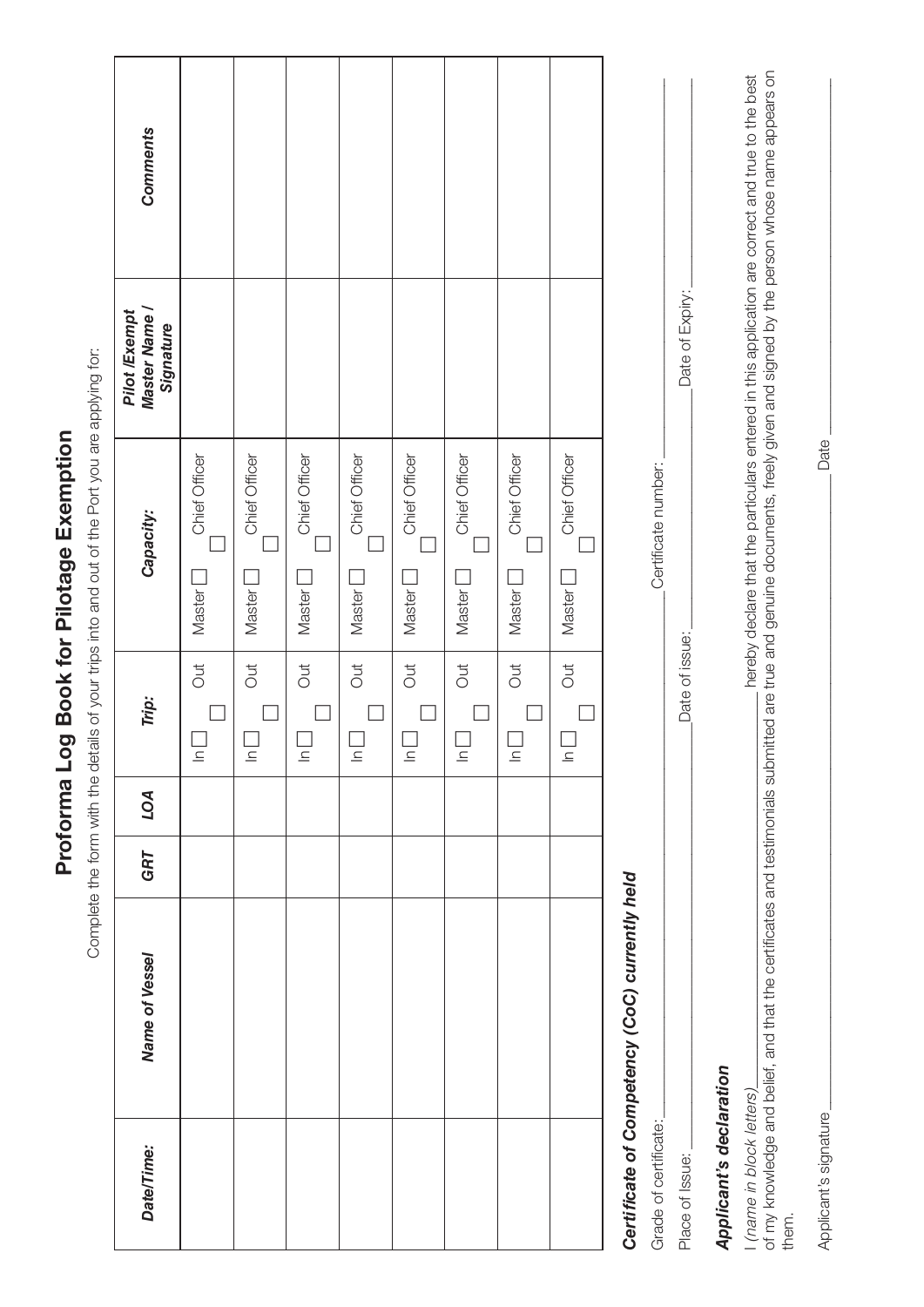# Proforma Log Book for Pilotage Exemption

Complete the form with the details of your trips into and out of the Port you are applying for:

| Date/Time: | Name of Vessel | GRT | LOA | Trip: | Capacity: | Pilot /Exempt Master Name / Signature | Comments |
|---|---|---|---|---|---|---|---|
| | | | | In ☐ Out ☐ | Master ☐ Chief Officer ☐ | | |
| | | | | In ☐ Out ☐ | Master ☐ Chief Officer ☐ | | |
| | | | | In ☐ Out ☐ | Master ☐ Chief Officer ☐ | | |
| | | | | In ☐ Out ☐ | Master ☐ Chief Officer ☐ | | |
| | | | | In ☐ Out ☐ | Master ☐ Chief Officer ☐ | | |
| | | | | In ☐ Out ☐ | Master ☐ Chief Officer ☐ | | |
| | | | | In ☐ Out ☐ | Master ☐ Chief Officer ☐ | | |
| | | | | In ☐ Out ☐ | Master ☐ Chief Officer ☐ | | |

### *Certificate of Competency (CoC) currently held*

Grade of certificate: ____________________ Certificate number: ____________________

Place of Issue: ____________________ Date of issue: ____________________ Date of Expiry: ____________________

### *Applicant's declaration*

I *(name in block letters)* ____________________ hereby declare that the particulars entered in this application are correct and true to the best of my knowledge and belief, and that the certificates and testimonials submitted are true and genuine documents, freely given and signed by the person whose name appears on them.

Applicant's signature ____________________ Date ____________________